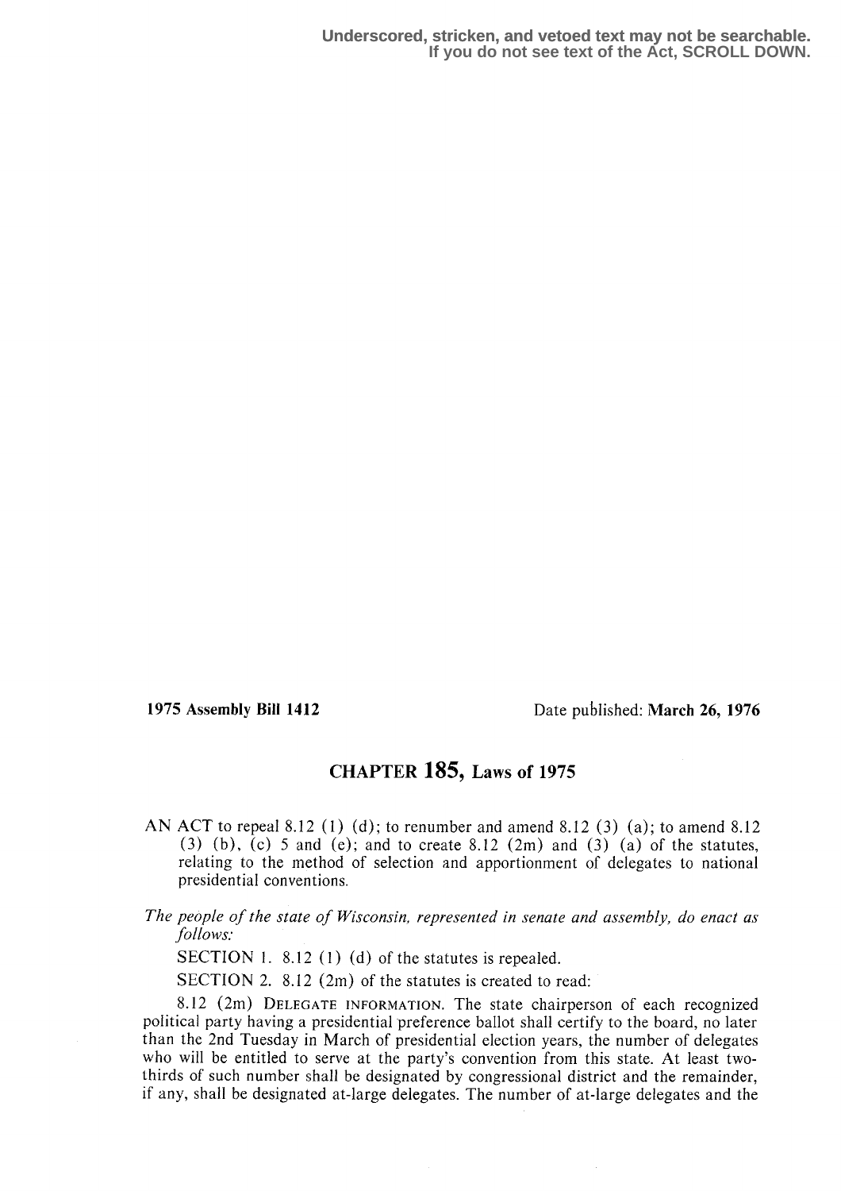Underscored, stricken, and vetoed text may not be searchable.
If you do not see text of the Act, SCROLL DOWN.

**1975 Assembly Bill 1412** Date published: **March 26, 1976**

## CHAPTER 185, Laws of 1975

AN ACT to repeal 8.12 (1) (d); to renumber and amend 8.12 (3) (a); to amend 8.12 (3) (b), (c) 5 and (e); and to create 8.12 (2m) and (3) (a) of the statutes, relating to the method of selection and apportionment of delegates to national presidential conventions.

*The people of the state of Wisconsin, represented in senate and assembly, do enact as follows:*

SECTION 1. 8.12 (1) (d) of the statutes is repealed.

SECTION 2. 8.12 (2m) of the statutes is created to read:

8.12 (2m) DELEGATE INFORMATION. The state chairperson of each recognized political party having a presidential preference ballot shall certify to the board, no later than the 2nd Tuesday in March of presidential election years, the number of delegates who will be entitled to serve at the party's convention from this state. At least two-thirds of such number shall be designated by congressional district and the remainder, if any, shall be designated at-large delegates. The number of at-large delegates and the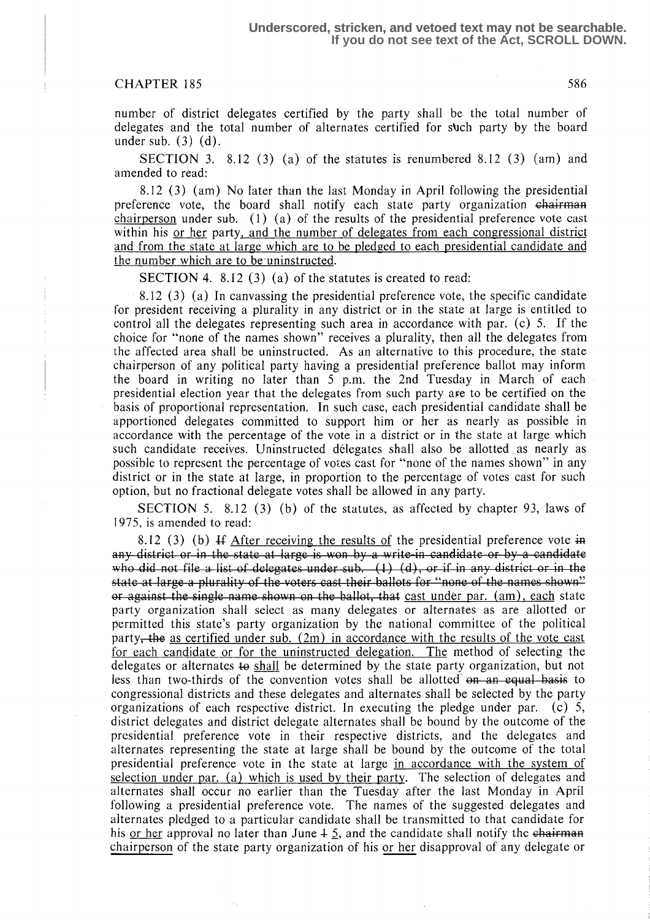Underscored, stricken, and vetoed text may not be searchable. If you do not see text of the Act, SCROLL DOWN.

number of district delegates certified by the party shall be the total number of delegates and the total number of alternates certified for such party by the board under sub. (3) (d).

SECTION 3. 8.12 (3) (a) of the statutes is renumbered 8.12 (3) (am) and amended to read:

8.12 (3) (am) No later than the last Monday in April following the presidential preference vote, the board shall notify each state party organization ~~chairman~~ chairperson under sub. (1) (a) of the results of the presidential preference vote cast within his or her party, and the number of delegates from each congressional district and from the state at large which are to be pledged to each presidential candidate and the number which are to be uninstructed.

SECTION 4. 8.12 (3) (a) of the statutes is created to read:

8.12 (3) (a) In canvassing the presidential preference vote, the specific candidate for president receiving a plurality in any district or in the state at large is entitled to control all the delegates representing such area in accordance with par. (c) 5. If the choice for "none of the names shown" receives a plurality, then all the delegates from the affected area shall be uninstructed. As an alternative to this procedure, the state chairperson of any political party having a presidential preference ballot may inform the board in writing no later than 5 p.m. the 2nd Tuesday in March of each presidential election year that the delegates from such party are to be certified on the basis of proportional representation. In such case, each presidential candidate shall be apportioned delegates committed to support him or her as nearly as possible in accordance with the percentage of the vote in a district or in the state at large which such candidate receives. Uninstructed delegates shall also be allotted as nearly as possible to represent the percentage of votes cast for "none of the names shown" in any district or in the state at large, in proportion to the percentage of votes cast for such option, but no fractional delegate votes shall be allowed in any party.

SECTION 5. 8.12 (3) (b) of the statutes, as affected by chapter 93, laws of 1975, is amended to read:

8.12 (3) (b) ~~If~~ After receiving the results of the presidential preference vote ~~in any district or in the state at large is won by a write-in candidate or by a candidate who did not file a list of delegates under sub. (1) (d), or if in any district or in the state at large a plurality of the voters cast their ballots for "none of the names shown" or against the single name shown on the ballot, that~~ cast under par. (am), each state party organization shall select as many delegates or alternates as are allotted or permitted this state's party organization by the national committee of the political party~~, the~~ as certified under sub. (2m) in accordance with the results of the vote cast for each candidate or for the uninstructed delegation. The method of selecting the delegates or alternates ~~to~~ shall be determined by the state party organization, but not less than two-thirds of the convention votes shall be allotted ~~on an equal basis~~ to congressional districts and these delegates and alternates shall be selected by the party organizations of each respective district. In executing the pledge under par. (c) 5, district delegates and district delegate alternates shall be bound by the outcome of the presidential preference vote in their respective districts, and the delegates and alternates representing the state at large shall be bound by the outcome of the total presidential preference vote in the state at large in accordance with the system of selection under par. (a) which is used by their party. The selection of delegates and alternates shall occur no earlier than the Tuesday after the last Monday in April following a presidential preference vote. The names of the suggested delegates and alternates pledged to a particular candidate shall be transmitted to that candidate for his or her approval no later than June ~~1~~ 5, and the candidate shall notify the ~~chairman~~ chairperson of the state party organization of his or her disapproval of any delegate or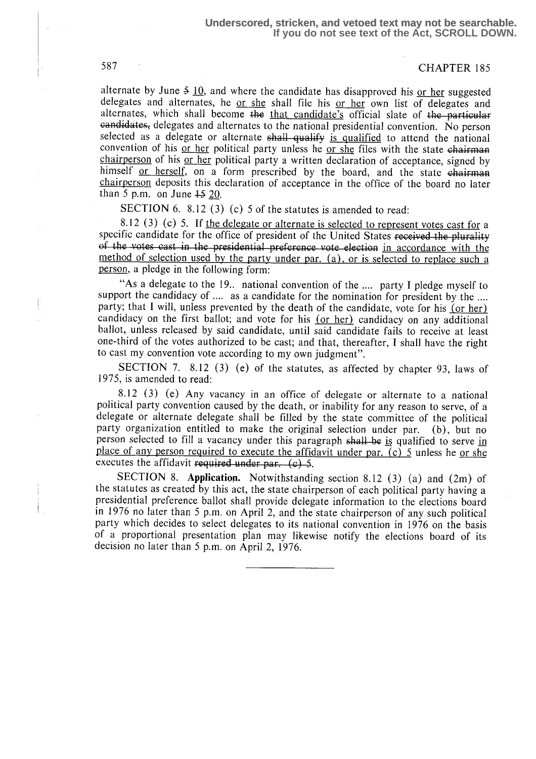alternate by June ~~5~~ <u>10</u>, and where the candidate has disapproved his <u>or her</u> suggested delegates and alternates, he <u>or she</u> shall file his <u>or her</u> own list of delegates and alternates, which shall become ~~the~~ <u>that candidate's</u> official slate of ~~the particular candidates,~~ delegates and alternates to the national presidential convention. No person selected as a delegate or alternate ~~shall qualify~~ <u>is qualified</u> to attend the national convention of his <u>or her</u> political party unless he <u>or she</u> files with the state ~~chairman~~ <u>chairperson</u> of his <u>or her</u> political party a written declaration of acceptance, signed by himself <u>or herself</u>, on a form prescribed by the board, and the state ~~chairman~~ <u>chairperson</u> deposits this declaration of acceptance in the office of the board no later than 5 p.m. on June ~~15~~ <u>20</u>.

SECTION 6. 8.12 (3) (c) 5 of the statutes is amended to read:

8.12 (3) (c) 5. If <u>the delegate or alternate is selected to represent votes cast for</u> a specific candidate for the office of president of the United States ~~received the plurality of the votes cast in the presidential preference vote election~~ <u>in accordance with the method of selection used by the party under par. (a), or is selected to replace such a person</u>, a pledge in the following form:

"As a delegate to the 19.. national convention of the .... party I pledge myself to support the candidacy of .... as a candidate for the nomination for president by the .... party; that I will, unless prevented by the death of the candidate, vote for his <u>(or her)</u> candidacy on the first ballot; and vote for his <u>(or her)</u> candidacy on any additional ballot, unless released by said candidate, until said candidate fails to receive at least one-third of the votes authorized to be cast; and that, thereafter, I shall have the right to cast my convention vote according to my own judgment".

SECTION 7. 8.12 (3) (e) of the statutes, as affected by chapter 93, laws of 1975, is amended to read:

8.12 (3) (e) Any vacancy in an office of delegate or alternate to a national political party convention caused by the death, or inability for any reason to serve, of a delegate or alternate delegate shall be filled by the state committee of the political party organization entitled to make the original selection under par. (b), but no person selected to fill a vacancy under this paragraph ~~shall be~~ <u>is</u> qualified to serve <u>in place of any person required to execute the affidavit under par. (c) 5</u> unless he <u>or she</u> executes the affidavit ~~required under par. (c) 5~~.

SECTION 8. **Application.** Notwithstanding section 8.12 (3) (a) and (2m) of the statutes as created by this act, the state chairperson of each political party having a presidential preference ballot shall provide delegate information to the elections board in 1976 no later than 5 p.m. on April 2, and the state chairperson of any such political party which decides to select delegates to its national convention in 1976 on the basis of a proportional presentation plan may likewise notify the elections board of its decision no later than 5 p.m. on April 2, 1976.